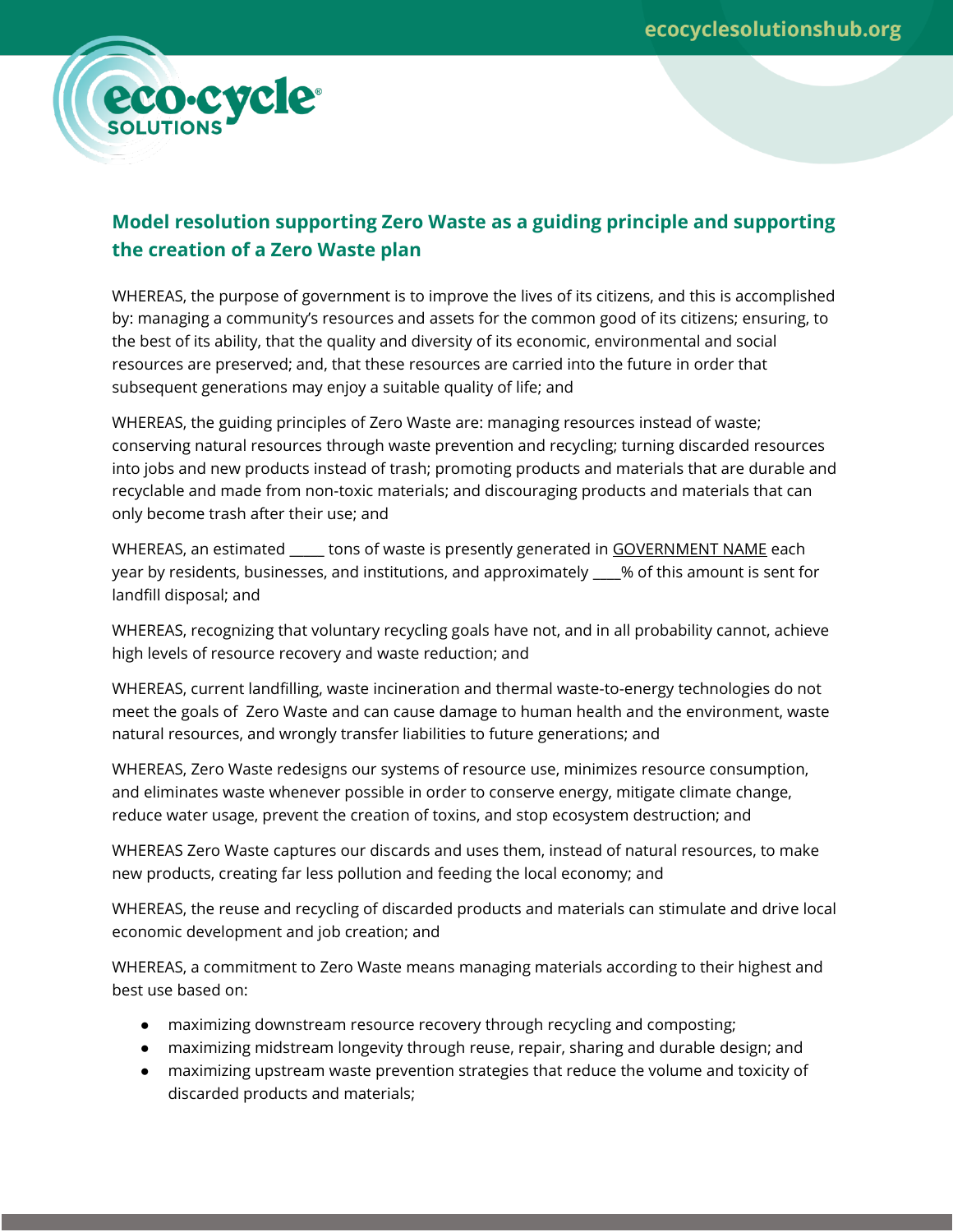## Model resolution supporting Zero Waste as a guiding principle and supporting the creation of a Zero Waste plan

WHEREAS, the purpose of government is to improve the lives of its citizens, and this is accomplished by: managing a community's resources and assets for the common good of its citizens; ensuring, to the best of its ability, that the quality and diversity of its economic, environmental and social resources are preserved; and, that these resources are carried into the future in order that subsequent generations may enjoy a suitable quality of life; and

WHEREAS, the guiding principles of Zero Waste are: managing resources instead of waste; conserving natural resources through waste prevention and recycling; turning discarded resources into jobs and new products instead of trash; promoting products and materials that are durable and recyclable and made from non-toxic materials; and discouraging products and materials that can only become trash after their use; and

WHEREAS, an estimated _____ tons of waste is presently generated in GOVERNMENT NAME each year by residents, businesses, and institutions, and approximately ____% of this amount is sent for landfill disposal; and

WHEREAS, recognizing that voluntary recycling goals have not, and in all probability cannot, achieve high levels of resource recovery and waste reduction; and

WHEREAS, current landfilling, waste incineration and thermal waste-to-energy technologies do not meet the goals of Zero Waste and can cause damage to human health and the environment, waste natural resources, and wrongly transfer liabilities to future generations; and

WHEREAS, Zero Waste redesigns our systems of resource use, minimizes resource consumption, and eliminates waste whenever possible in order to conserve energy, mitigate climate change, reduce water usage, prevent the creation of toxins, and stop ecosystem destruction; and

WHEREAS Zero Waste captures our discards and uses them, instead of natural resources, to make new products, creating far less pollution and feeding the local economy; and

WHEREAS, the reuse and recycling of discarded products and materials can stimulate and drive local economic development and job creation; and

WHEREAS, a commitment to Zero Waste means managing materials according to their highest and best use based on:

- maximizing downstream resource recovery through recycling and composting;
- maximizing midstream longevity through reuse, repair, sharing and durable design; and
- maximizing upstream waste prevention strategies that reduce the volume and toxicity of discarded products and materials;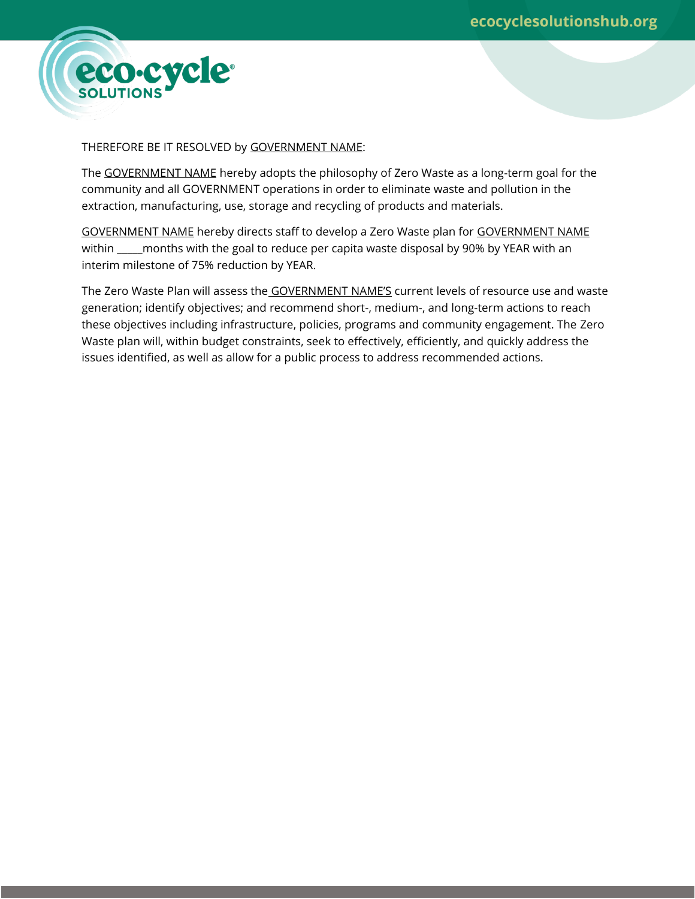THEREFORE BE IT RESOLVED by GOVERNMENT NAME:

The GOVERNMENT NAME hereby adopts the philosophy of Zero Waste as a long-term goal for the community and all GOVERNMENT operations in order to eliminate waste and pollution in the extraction, manufacturing, use, storage and recycling of products and materials.

GOVERNMENT NAME hereby directs staff to develop a Zero Waste plan for GOVERNMENT NAME within _____months with the goal to reduce per capita waste disposal by 90% by YEAR with an interim milestone of 75% reduction by YEAR.

The Zero Waste Plan will assess the GOVERNMENT NAME'S current levels of resource use and waste generation; identify objectives; and recommend short-, medium-, and long-term actions to reach these objectives including infrastructure, policies, programs and community engagement. The Zero Waste plan will, within budget constraints, seek to effectively, efficiently, and quickly address the issues identified, as well as allow for a public process to address recommended actions.